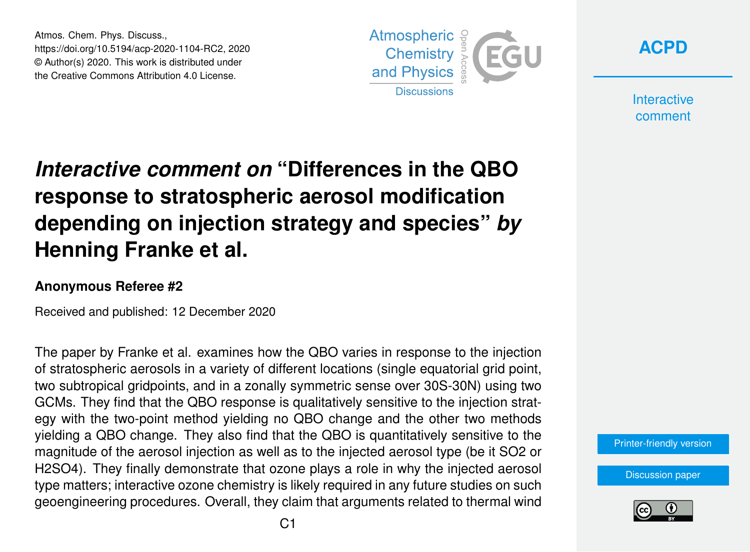# *Interactive comment on* "Differences in the QBO response to stratospheric aerosol modification depending on injection strategy and species" *by* Henning Franke et al.

**Anonymous Referee #2**

Received and published: 12 December 2020

The paper by Franke et al. examines how the QBO varies in response to the injection of stratospheric aerosols in a variety of different locations (single equatorial grid point, two subtropical gridpoints, and in a zonally symmetric sense over 30S-30N) using two GCMs. They find that the QBO response is qualitatively sensitive to the injection strategy with the two-point method yielding no QBO change and the other two methods yielding a QBO change. They also find that the QBO is quantitatively sensitive to the magnitude of the aerosol injection as well as to the injected aerosol type (be it $SO_2$ or $H_2SO_4$). They finally demonstrate that ozone plays a role in why the injected aerosol type matters; interactive ozone chemistry is likely required in any future studies on such geoengineering procedures. Overall, they claim that arguments related to thermal wind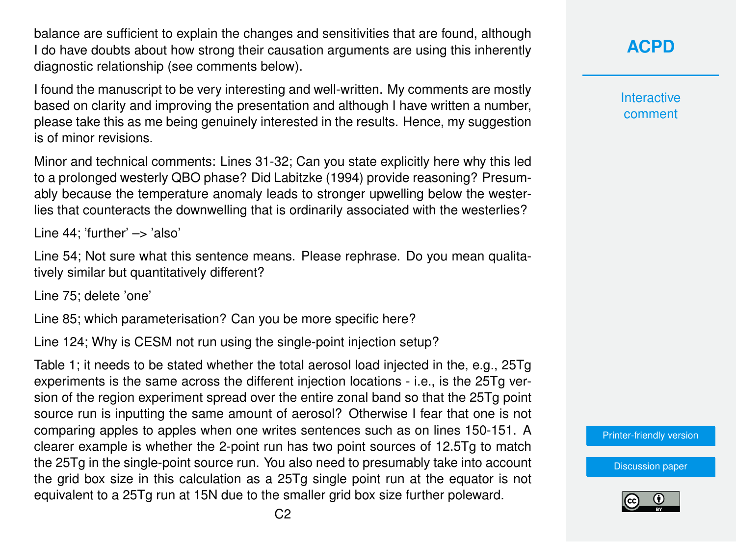balance are sufficient to explain the changes and sensitivities that are found, although I do have doubts about how strong their causation arguments are using this inherently diagnostic relationship (see comments below).

I found the manuscript to be very interesting and well-written. My comments are mostly based on clarity and improving the presentation and although I have written a number, please take this as me being genuinely interested in the results. Hence, my suggestion is of minor revisions.

Minor and technical comments: Lines 31-32; Can you state explicitly here why this led to a prolonged westerly QBO phase? Did Labitzke (1994) provide reasoning? Presumably because the temperature anomaly leads to stronger upwelling below the westerlies that counteracts the downwelling that is ordinarily associated with the westerlies?

Line 44; 'further' –> 'also'

Line 54; Not sure what this sentence means. Please rephrase. Do you mean qualitatively similar but quantitatively different?

Line 75; delete 'one'

Line 85; which parameterisation? Can you be more specific here?

Line 124; Why is CESM not run using the single-point injection setup?

Table 1; it needs to be stated whether the total aerosol load injected in the, e.g., 25Tg experiments is the same across the different injection locations - i.e., is the 25Tg version of the region experiment spread over the entire zonal band so that the 25Tg point source run is inputting the same amount of aerosol? Otherwise I fear that one is not comparing apples to apples when one writes sentences such as on lines 150-151. A clearer example is whether the 2-point run has two point sources of 12.5Tg to match the 25Tg in the single-point source run. You also need to presumably take into account the grid box size in this calculation as a 25Tg single point run at the equator is not equivalent to a 25Tg run at 15N due to the smaller grid box size further poleward.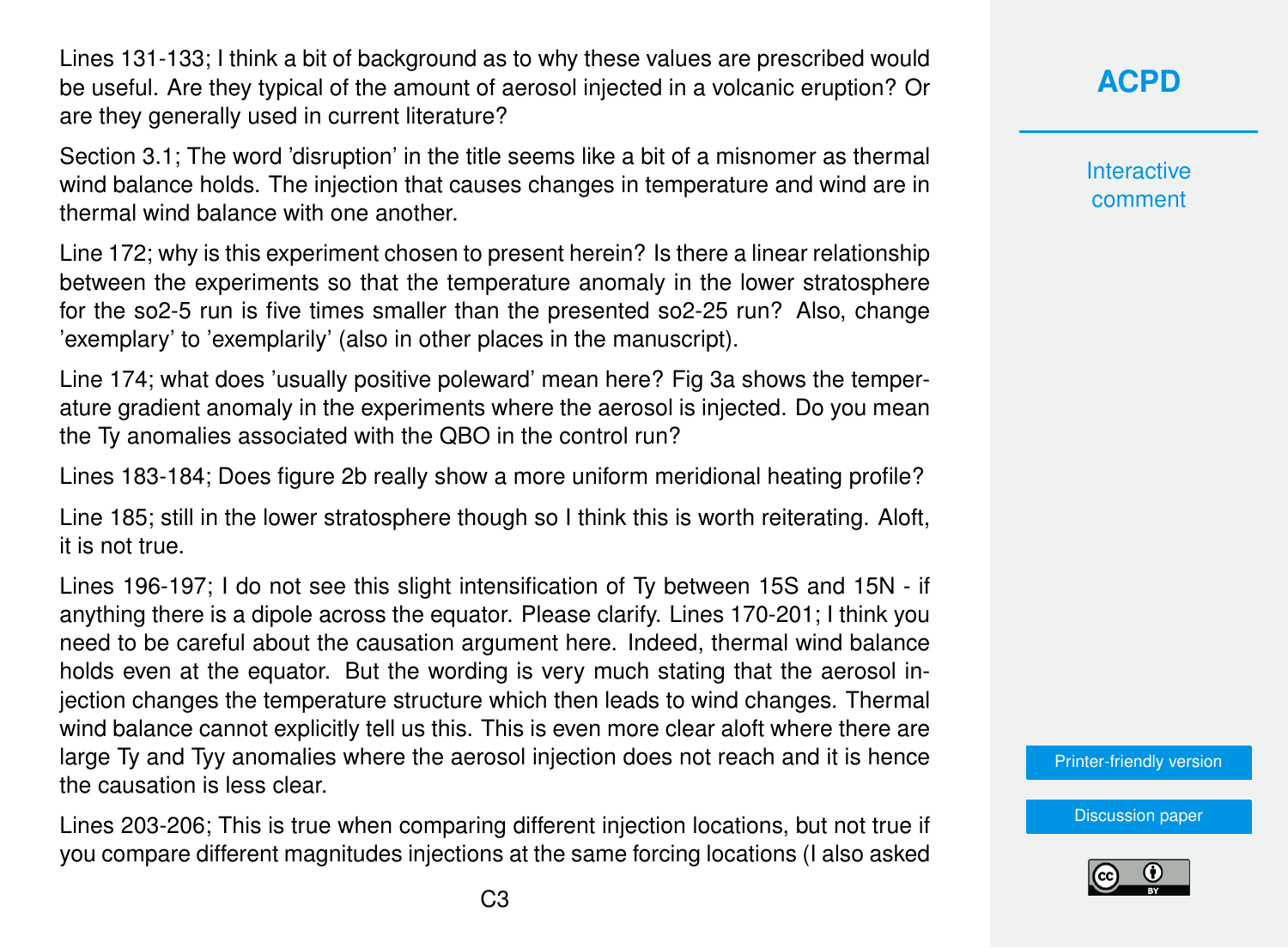Lines 131-133; I think a bit of background as to why these values are prescribed would be useful. Are they typical of the amount of aerosol injected in a volcanic eruption? Or are they generally used in current literature?

Section 3.1; The word 'disruption' in the title seems like a bit of a misnomer as thermal wind balance holds. The injection that causes changes in temperature and wind are in thermal wind balance with one another.

Line 172; why is this experiment chosen to present herein? Is there a linear relationship between the experiments so that the temperature anomaly in the lower stratosphere for the so2-5 run is five times smaller than the presented so2-25 run? Also, change 'exemplary' to 'exemplarily' (also in other places in the manuscript).

Line 174; what does 'usually positive poleward' mean here? Fig 3a shows the temperature gradient anomaly in the experiments where the aerosol is injected. Do you mean the Ty anomalies associated with the QBO in the control run?

Lines 183-184; Does figure 2b really show a more uniform meridional heating profile?

Line 185; still in the lower stratosphere though so I think this is worth reiterating. Aloft, it is not true.

Lines 196-197; I do not see this slight intensification of Ty between 15S and 15N - if anything there is a dipole across the equator. Please clarify. Lines 170-201; I think you need to be careful about the causation argument here. Indeed, thermal wind balance holds even at the equator. But the wording is very much stating that the aerosol injection changes the temperature structure which then leads to wind changes. Thermal wind balance cannot explicitly tell us this. This is even more clear aloft where there are large Ty and Tyy anomalies where the aerosol injection does not reach and it is hence the causation is less clear.

Lines 203-206; This is true when comparing different injection locations, but not true if you compare different magnitudes injections at the same forcing locations (I also asked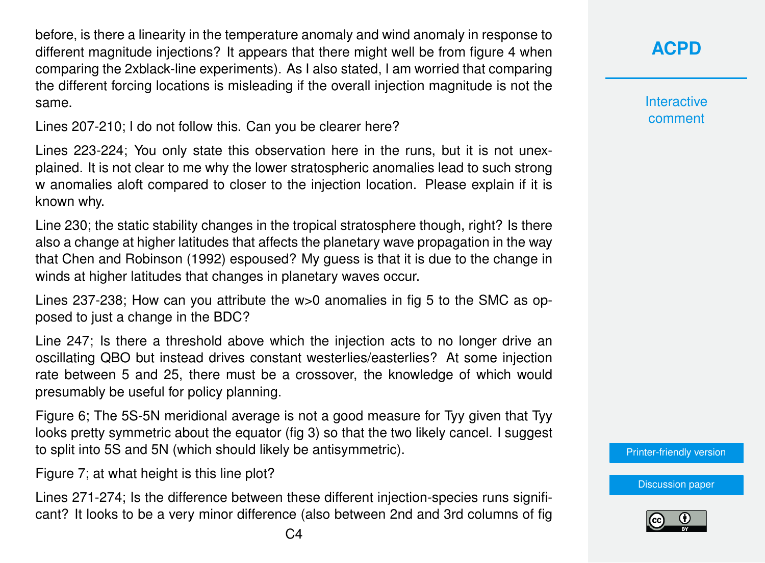before, is there a linearity in the temperature anomaly and wind anomaly in response to different magnitude injections? It appears that there might well be from figure 4 when comparing the 2xblack-line experiments). As I also stated, I am worried that comparing the different forcing locations is misleading if the overall injection magnitude is not the same.

Lines 207-210; I do not follow this. Can you be clearer here?

Lines 223-224; You only state this observation here in the runs, but it is not unexplained. It is not clear to me why the lower stratospheric anomalies lead to such strong w anomalies aloft compared to closer to the injection location. Please explain if it is known why.

Line 230; the static stability changes in the tropical stratosphere though, right? Is there also a change at higher latitudes that affects the planetary wave propagation in the way that Chen and Robinson (1992) espoused? My guess is that it is due to the change in winds at higher latitudes that changes in planetary waves occur.

Lines 237-238; How can you attribute the w>0 anomalies in fig 5 to the SMC as opposed to just a change in the BDC?

Line 247; Is there a threshold above which the injection acts to no longer drive an oscillating QBO but instead drives constant westerlies/easterlies? At some injection rate between 5 and 25, there must be a crossover, the knowledge of which would presumably be useful for policy planning.

Figure 6; The 5S-5N meridional average is not a good measure for Tyy given that Tyy looks pretty symmetric about the equator (fig 3) so that the two likely cancel. I suggest to split into 5S and 5N (which should likely be antisymmetric).

Figure 7; at what height is this line plot?

Lines 271-274; Is the difference between these different injection-species runs significant? It looks to be a very minor difference (also between 2nd and 3rd columns of fig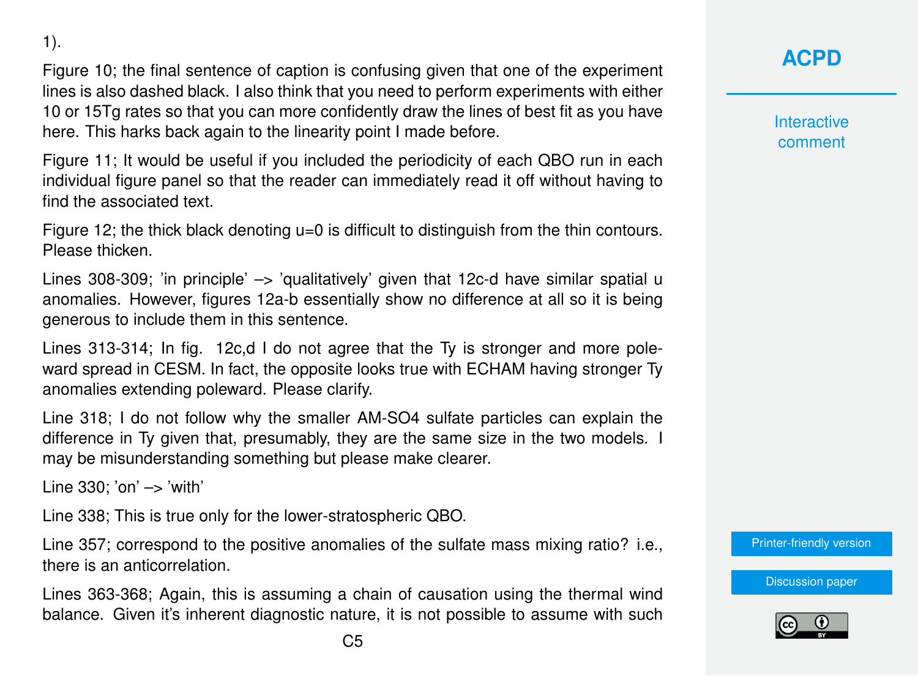1).

Figure 10; the final sentence of caption is confusing given that one of the experiment lines is also dashed black. I also think that you need to perform experiments with either 10 or 15Tg rates so that you can more confidently draw the lines of best fit as you have here. This harks back again to the linearity point I made before.

Figure 11; It would be useful if you included the periodicity of each QBO run in each individual figure panel so that the reader can immediately read it off without having to find the associated text.

Figure 12; the thick black denoting u=0 is difficult to distinguish from the thin contours. Please thicken.

Lines 308-309; 'in principle' –> 'qualitatively' given that 12c-d have similar spatial u anomalies. However, figures 12a-b essentially show no difference at all so it is being generous to include them in this sentence.

Lines 313-314; In fig. 12c,d I do not agree that the Ty is stronger and more poleward spread in CESM. In fact, the opposite looks true with ECHAM having stronger Ty anomalies extending poleward. Please clarify.

Line 318; I do not follow why the smaller AM-SO4 sulfate particles can explain the difference in Ty given that, presumably, they are the same size in the two models. I may be misunderstanding something but please make clearer.

Line 330; 'on' –> 'with'

Line 338; This is true only for the lower-stratospheric QBO.

Line 357; correspond to the positive anomalies of the sulfate mass mixing ratio? i.e., there is an anticorrelation.

Lines 363-368; Again, this is assuming a chain of causation using the thermal wind balance. Given it's inherent diagnostic nature, it is not possible to assume with such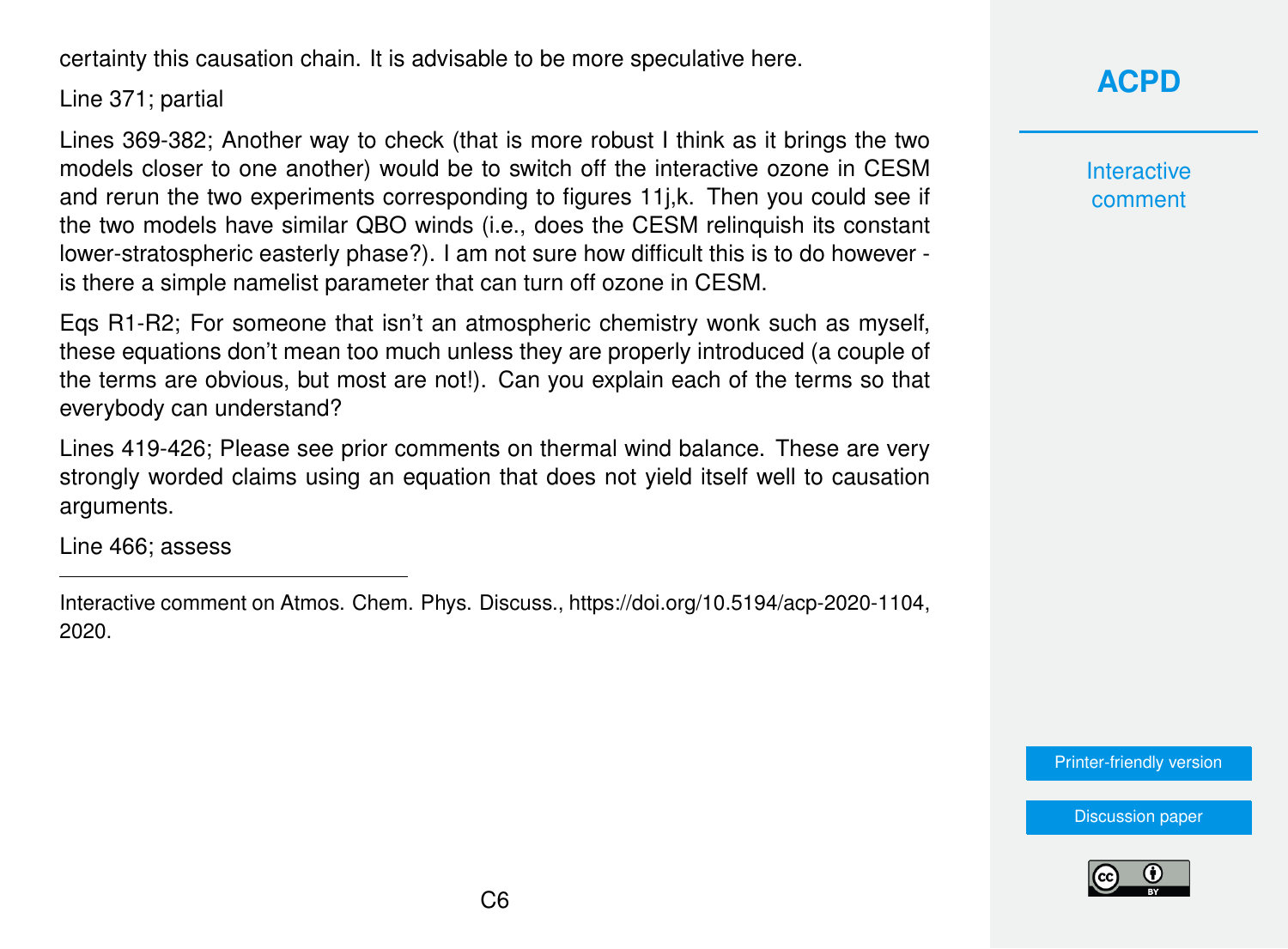certainty this causation chain. It is advisable to be more speculative here.

Line 371; partial

Lines 369-382; Another way to check (that is more robust I think as it brings the two models closer to one another) would be to switch off the interactive ozone in CESM and rerun the two experiments corresponding to figures 11j,k. Then you could see if the two models have similar QBO winds (i.e., does the CESM relinquish its constant lower-stratospheric easterly phase?). I am not sure how difficult this is to do however - is there a simple namelist parameter that can turn off ozone in CESM.

Eqs R1-R2; For someone that isn't an atmospheric chemistry wonk such as myself, these equations don't mean too much unless they are properly introduced (a couple of the terms are obvious, but most are not!). Can you explain each of the terms so that everybody can understand?

Lines 419-426; Please see prior comments on thermal wind balance. These are very strongly worded claims using an equation that does not yield itself well to causation arguments.

Line 466; assess

---

Interactive comment on Atmos. Chem. Phys. Discuss., https://doi.org/10.5194/acp-2020-1104, 2020.